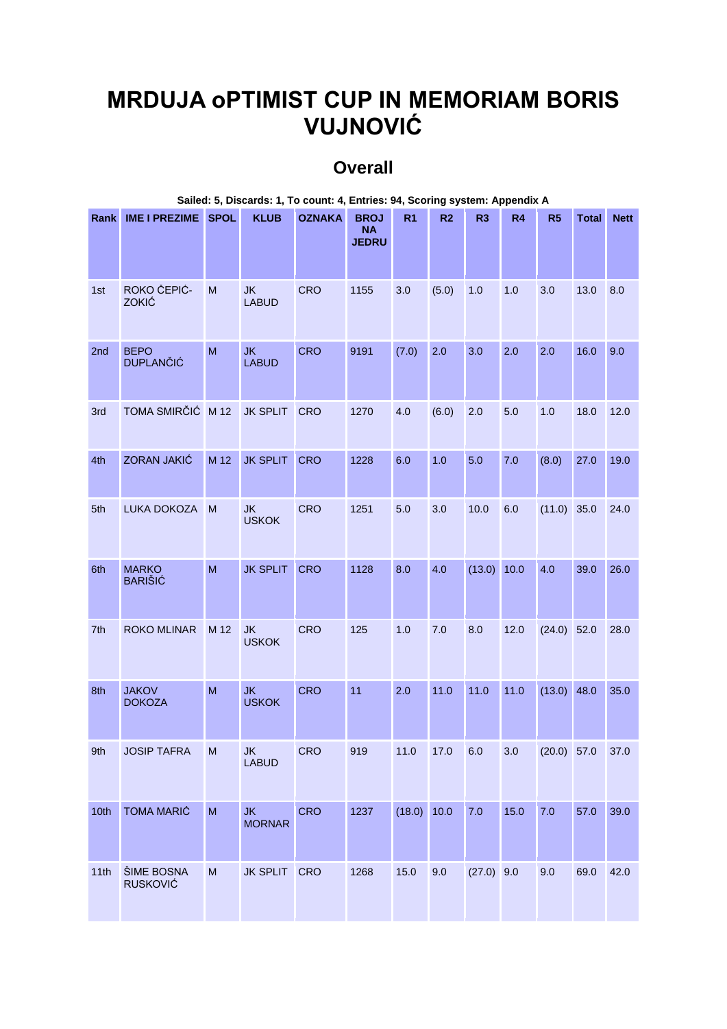# MRDUJA oPTIMIST CUP IN MEMORIAM BORIS VUJNOVIĆ

## Overall

**Sailed: 5, Discards: 1, To count: 4, Entries: 94, Scoring system: Appendix A**

| Rank | IME I PREZIME | SPOL | KLUB | OZNAKA | BROJ NA JEDRU | R1 | R2 | R3 | R4 | R5 | Total | Nett |
|---|---|---|---|---|---|---|---|---|---|---|---|---|
| 1st | ROKO ČEPIĆ-ZOKIĆ | M | JK LABUD | CRO | 1155 | 3.0 | (5.0) | 1.0 | 1.0 | 3.0 | 13.0 | 8.0 |
| 2nd | BEPO DUPLANČIĆ | M | JK LABUD | CRO | 9191 | (7.0) | 2.0 | 3.0 | 2.0 | 2.0 | 16.0 | 9.0 |
| 3rd | TOMA SMIRČIĆ | M 12 | JK SPLIT | CRO | 1270 | 4.0 | (6.0) | 2.0 | 5.0 | 1.0 | 18.0 | 12.0 |
| 4th | ZORAN JAKIĆ | M 12 | JK SPLIT | CRO | 1228 | 6.0 | 1.0 | 5.0 | 7.0 | (8.0) | 27.0 | 19.0 |
| 5th | LUKA DOKOZA | M | JK USKOK | CRO | 1251 | 5.0 | 3.0 | 10.0 | 6.0 | (11.0) | 35.0 | 24.0 |
| 6th | MARKO BARIŠIĆ | M | JK SPLIT | CRO | 1128 | 8.0 | 4.0 | (13.0) | 10.0 | 4.0 | 39.0 | 26.0 |
| 7th | ROKO MLINAR | M 12 | JK USKOK | CRO | 125 | 1.0 | 7.0 | 8.0 | 12.0 | (24.0) | 52.0 | 28.0 |
| 8th | JAKOV DOKOZA | M | JK USKOK | CRO | 11 | 2.0 | 11.0 | 11.0 | 11.0 | (13.0) | 48.0 | 35.0 |
| 9th | JOSIP TAFRA | M | JK LABUD | CRO | 919 | 11.0 | 17.0 | 6.0 | 3.0 | (20.0) | 57.0 | 37.0 |
| 10th | TOMA MARIĆ | M | JK MORNAR | CRO | 1237 | (18.0) | 10.0 | 7.0 | 15.0 | 7.0 | 57.0 | 39.0 |
| 11th | ŠIME BOSNA RUSKOVIĆ | M | JK SPLIT | CRO | 1268 | 15.0 | 9.0 | (27.0) | 9.0 | 9.0 | 69.0 | 42.0 |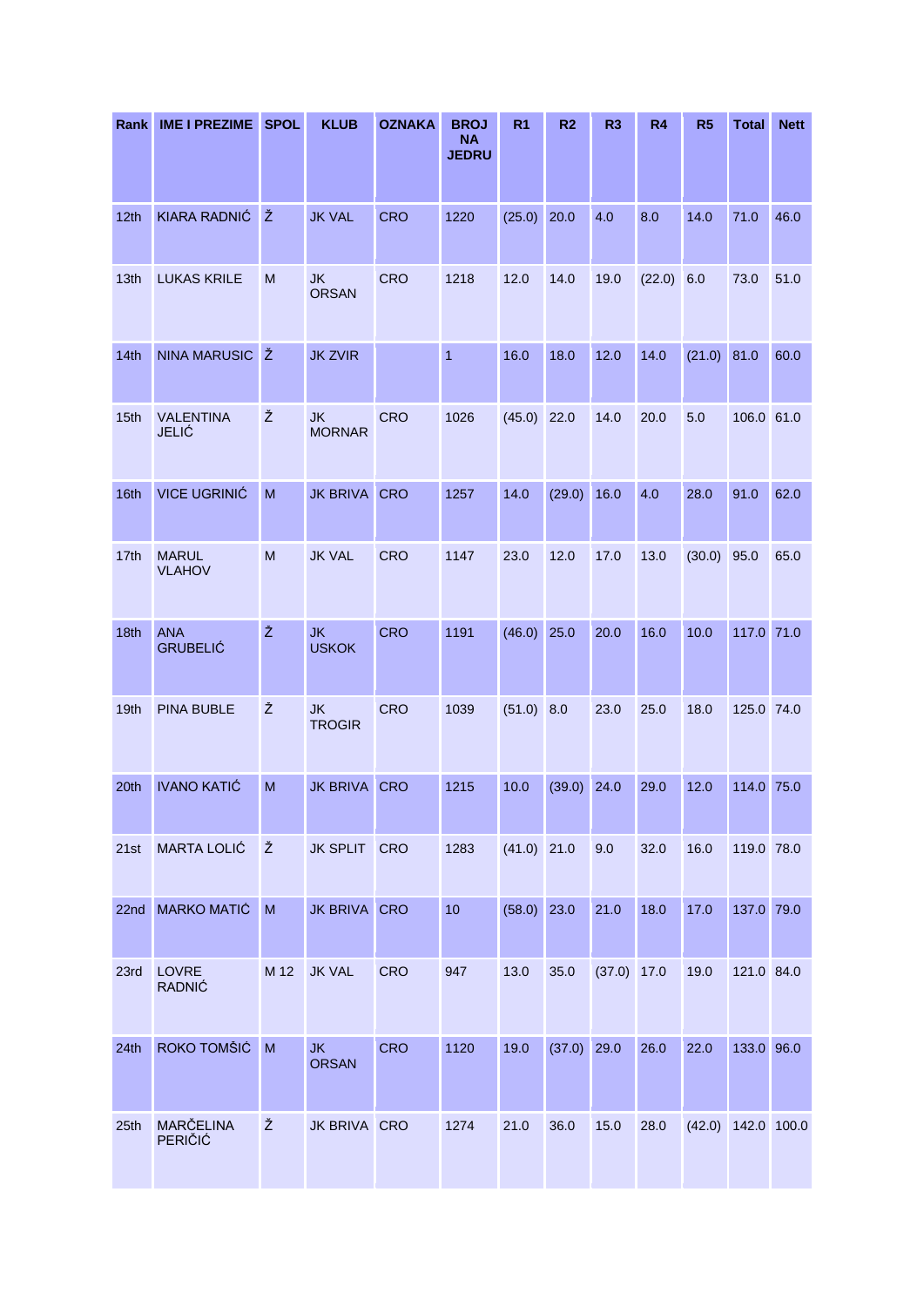| Rank | IME I PREZIME | SPOL | KLUB | OZNAKA | BROJ NA JEDRU | R1 | R2 | R3 | R4 | R5 | Total | Nett |
|---|---|---|---|---|---|---|---|---|---|---|---|---|
| 12th | KIARA RADNIĆ | Ž | JK VAL | CRO | 1220 | (25.0) | 20.0 | 4.0 | 8.0 | 14.0 | 71.0 | 46.0 |
| 13th | LUKAS KRILE | M | JK ORSAN | CRO | 1218 | 12.0 | 14.0 | 19.0 | (22.0) | 6.0 | 73.0 | 51.0 |
| 14th | NINA MARUSIC | Ž | JK ZVIR | | 1 | 16.0 | 18.0 | 12.0 | 14.0 | (21.0) | 81.0 | 60.0 |
| 15th | VALENTINA JELIĆ | Ž | JK MORNAR | CRO | 1026 | (45.0) | 22.0 | 14.0 | 20.0 | 5.0 | 106.0 | 61.0 |
| 16th | VICE UGRINIĆ | M | JK BRIVA | CRO | 1257 | 14.0 | (29.0) | 16.0 | 4.0 | 28.0 | 91.0 | 62.0 |
| 17th | MARUL VLAHOV | M | JK VAL | CRO | 1147 | 23.0 | 12.0 | 17.0 | 13.0 | (30.0) | 95.0 | 65.0 |
| 18th | ANA GRUBELIĆ | Ž | JK USKOK | CRO | 1191 | (46.0) | 25.0 | 20.0 | 16.0 | 10.0 | 117.0 | 71.0 |
| 19th | PINA BUBLE | Ž | JK TROGIR | CRO | 1039 | (51.0) | 8.0 | 23.0 | 25.0 | 18.0 | 125.0 | 74.0 |
| 20th | IVANO KATIĆ | M | JK BRIVA | CRO | 1215 | 10.0 | (39.0) | 24.0 | 29.0 | 12.0 | 114.0 | 75.0 |
| 21st | MARTA LOLIĆ | Ž | JK SPLIT | CRO | 1283 | (41.0) | 21.0 | 9.0 | 32.0 | 16.0 | 119.0 | 78.0 |
| 22nd | MARKO MATIĆ | M | JK BRIVA | CRO | 10 | (58.0) | 23.0 | 21.0 | 18.0 | 17.0 | 137.0 | 79.0 |
| 23rd | LOVRE RADNIĆ | M 12 | JK VAL | CRO | 947 | 13.0 | 35.0 | (37.0) | 17.0 | 19.0 | 121.0 | 84.0 |
| 24th | ROKO TOMŠIĆ | M | JK ORSAN | CRO | 1120 | 19.0 | (37.0) | 29.0 | 26.0 | 22.0 | 133.0 | 96.0 |
| 25th | MARČELINA PERIČIĆ | Ž | JK BRIVA | CRO | 1274 | 21.0 | 36.0 | 15.0 | 28.0 | (42.0) | 142.0 | 100.0 |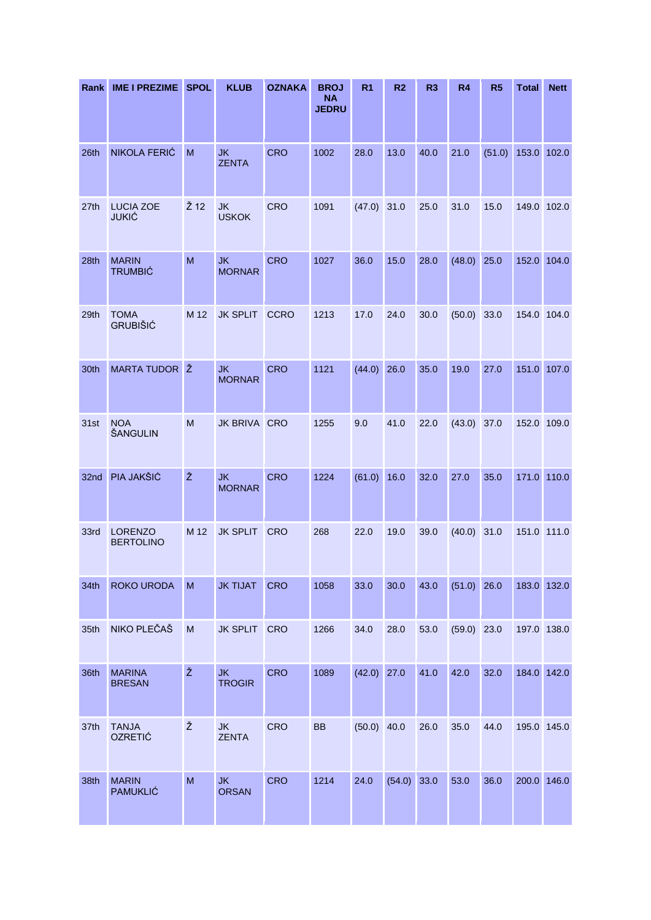| Rank | IME I PREZIME | SPOL | KLUB | OZNAKA | BROJ NA JEDRU | R1 | R2 | R3 | R4 | R5 | Total | Nett |
|---|---|---|---|---|---|---|---|---|---|---|---|---|
| 26th | NIKOLA FERIĆ | M | JK ZENTA | CRO | 1002 | 28.0 | 13.0 | 40.0 | 21.0 | (51.0) | 153.0 | 102.0 |
| 27th | LUCIA ZOE JUKIĆ | Ž 12 | JK USKOK | CRO | 1091 | (47.0) | 31.0 | 25.0 | 31.0 | 15.0 | 149.0 | 102.0 |
| 28th | MARIN TRUMBIĆ | M | JK MORNAR | CRO | 1027 | 36.0 | 15.0 | 28.0 | (48.0) | 25.0 | 152.0 | 104.0 |
| 29th | TOMA GRUBIŠIĆ | M 12 | JK SPLIT | CCRO | 1213 | 17.0 | 24.0 | 30.0 | (50.0) | 33.0 | 154.0 | 104.0 |
| 30th | MARTA TUDOR | Ž | JK MORNAR | CRO | 1121 | (44.0) | 26.0 | 35.0 | 19.0 | 27.0 | 151.0 | 107.0 |
| 31st | NOA ŠANGULIN | M | JK BRIVA | CRO | 1255 | 9.0 | 41.0 | 22.0 | (43.0) | 37.0 | 152.0 | 109.0 |
| 32nd | PIA JAKŠIĆ | Ž | JK MORNAR | CRO | 1224 | (61.0) | 16.0 | 32.0 | 27.0 | 35.0 | 171.0 | 110.0 |
| 33rd | LORENZO BERTOLINO | M 12 | JK SPLIT | CRO | 268 | 22.0 | 19.0 | 39.0 | (40.0) | 31.0 | 151.0 | 111.0 |
| 34th | ROKO URODA | M | JK TIJAT | CRO | 1058 | 33.0 | 30.0 | 43.0 | (51.0) | 26.0 | 183.0 | 132.0 |
| 35th | NIKO PLEČAŠ | M | JK SPLIT | CRO | 1266 | 34.0 | 28.0 | 53.0 | (59.0) | 23.0 | 197.0 | 138.0 |
| 36th | MARINA BRESAN | Ž | JK TROGIR | CRO | 1089 | (42.0) | 27.0 | 41.0 | 42.0 | 32.0 | 184.0 | 142.0 |
| 37th | TANJA OZRETIĆ | Ž | JK ZENTA | CRO | BB | (50.0) | 40.0 | 26.0 | 35.0 | 44.0 | 195.0 | 145.0 |
| 38th | MARIN PAMUKLIĆ | M | JK ORSAN | CRO | 1214 | 24.0 | (54.0) | 33.0 | 53.0 | 36.0 | 200.0 | 146.0 |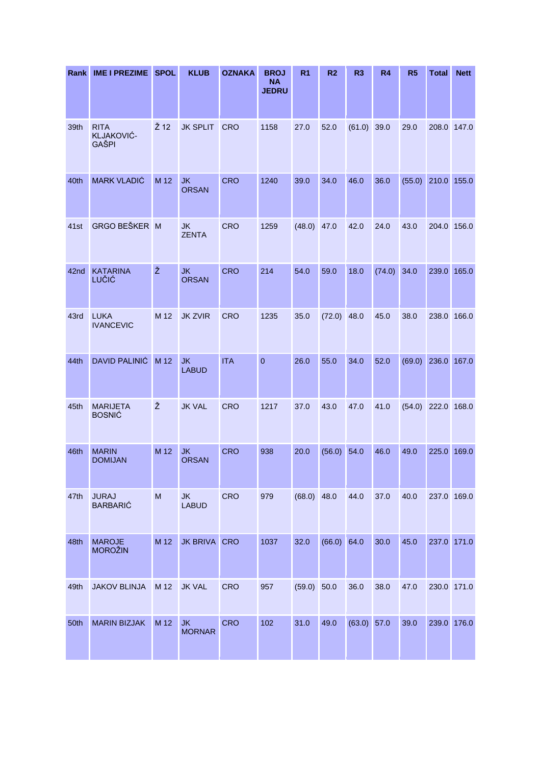| Rank | IME I PREZIME | SPOL | KLUB | OZNAKA | BROJ NA JEDRU | R1 | R2 | R3 | R4 | R5 | Total | Nett |
|---|---|---|---|---|---|---|---|---|---|---|---|---|
| 39th | RITA KLJAKOVIĆ-GAŠPI | Ž 12 | JK SPLIT | CRO | 1158 | 27.0 | 52.0 | (61.0) | 39.0 | 29.0 | 208.0 | 147.0 |
| 40th | MARK VLADIĆ | M 12 | JK ORSAN | CRO | 1240 | 39.0 | 34.0 | 46.0 | 36.0 | (55.0) | 210.0 | 155.0 |
| 41st | GRGO BEŠKER | M | JK ZENTA | CRO | 1259 | (48.0) | 47.0 | 42.0 | 24.0 | 43.0 | 204.0 | 156.0 |
| 42nd | KATARINA LUČIĆ | Ž | JK ORSAN | CRO | 214 | 54.0 | 59.0 | 18.0 | (74.0) | 34.0 | 239.0 | 165.0 |
| 43rd | LUKA IVANCEVIC | M 12 | JK ZVIR | CRO | 1235 | 35.0 | (72.0) | 48.0 | 45.0 | 38.0 | 238.0 | 166.0 |
| 44th | DAVID PALINIĆ | M 12 | JK LABUD | ITA | 0 | 26.0 | 55.0 | 34.0 | 52.0 | (69.0) | 236.0 | 167.0 |
| 45th | MARIJETA BOSNIĆ | Ž | JK VAL | CRO | 1217 | 37.0 | 43.0 | 47.0 | 41.0 | (54.0) | 222.0 | 168.0 |
| 46th | MARIN DOMIJAN | M 12 | JK ORSAN | CRO | 938 | 20.0 | (56.0) | 54.0 | 46.0 | 49.0 | 225.0 | 169.0 |
| 47th | JURAJ BARBARIĆ | M | JK LABUD | CRO | 979 | (68.0) | 48.0 | 44.0 | 37.0 | 40.0 | 237.0 | 169.0 |
| 48th | MAROJE MOROŽIN | M 12 | JK BRIVA | CRO | 1037 | 32.0 | (66.0) | 64.0 | 30.0 | 45.0 | 237.0 | 171.0 |
| 49th | JAKOV BLINJA | M 12 | JK VAL | CRO | 957 | (59.0) | 50.0 | 36.0 | 38.0 | 47.0 | 230.0 | 171.0 |
| 50th | MARIN BIZJAK | M 12 | JK MORNAR | CRO | 102 | 31.0 | 49.0 | (63.0) | 57.0 | 39.0 | 239.0 | 176.0 |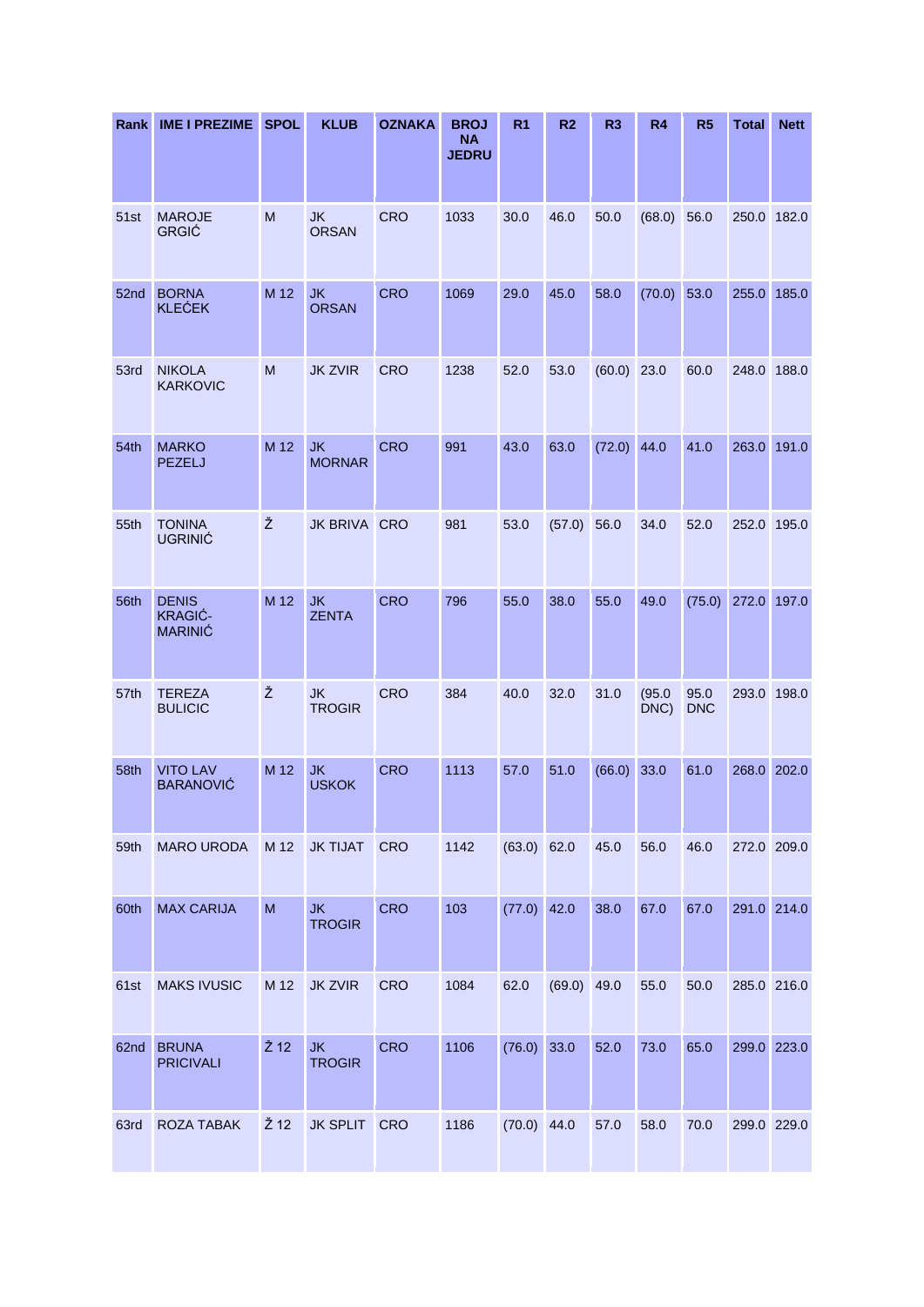| Rank | IME I PREZIME | SPOL | KLUB | OZNAKA | BROJ NA JEDRU | R1 | R2 | R3 | R4 | R5 | Total | Nett |
|---|---|---|---|---|---|---|---|---|---|---|---|---|
| 51st | MAROJE GRGIĆ | M | JK ORSAN | CRO | 1033 | 30.0 | 46.0 | 50.0 | (68.0) | 56.0 | 250.0 | 182.0 |
| 52nd | BORNA KLEĆEK | M 12 | JK ORSAN | CRO | 1069 | 29.0 | 45.0 | 58.0 | (70.0) | 53.0 | 255.0 | 185.0 |
| 53rd | NIKOLA KARKOVIC | M | JK ZVIR | CRO | 1238 | 52.0 | 53.0 | (60.0) | 23.0 | 60.0 | 248.0 | 188.0 |
| 54th | MARKO PEZELJ | M 12 | JK MORNAR | CRO | 991 | 43.0 | 63.0 | (72.0) | 44.0 | 41.0 | 263.0 | 191.0 |
| 55th | TONINA UGRINIĆ | Ž | JK BRIVA | CRO | 981 | 53.0 | (57.0) | 56.0 | 34.0 | 52.0 | 252.0 | 195.0 |
| 56th | DENIS KRAGIĆ-MARINIĆ | M 12 | JK ZENTA | CRO | 796 | 55.0 | 38.0 | 55.0 | 49.0 | (75.0) | 272.0 | 197.0 |
| 57th | TEREZA BULICIC | Ž | JK TROGIR | CRO | 384 | 40.0 | 32.0 | 31.0 | (95.0 DNC) | 95.0 DNC | 293.0 | 198.0 |
| 58th | VITO LAV BARANOVIĆ | M 12 | JK USKOK | CRO | 1113 | 57.0 | 51.0 | (66.0) | 33.0 | 61.0 | 268.0 | 202.0 |
| 59th | MARO URODA | M 12 | JK TIJAT | CRO | 1142 | (63.0) | 62.0 | 45.0 | 56.0 | 46.0 | 272.0 | 209.0 |
| 60th | MAX CARIJA | M | JK TROGIR | CRO | 103 | (77.0) | 42.0 | 38.0 | 67.0 | 67.0 | 291.0 | 214.0 |
| 61st | MAKS IVUSIC | M 12 | JK ZVIR | CRO | 1084 | 62.0 | (69.0) | 49.0 | 55.0 | 50.0 | 285.0 | 216.0 |
| 62nd | BRUNA PRICIVALI | Ž 12 | JK TROGIR | CRO | 1106 | (76.0) | 33.0 | 52.0 | 73.0 | 65.0 | 299.0 | 223.0 |
| 63rd | ROZA TABAK | Ž 12 | JK SPLIT | CRO | 1186 | (70.0) | 44.0 | 57.0 | 58.0 | 70.0 | 299.0 | 229.0 |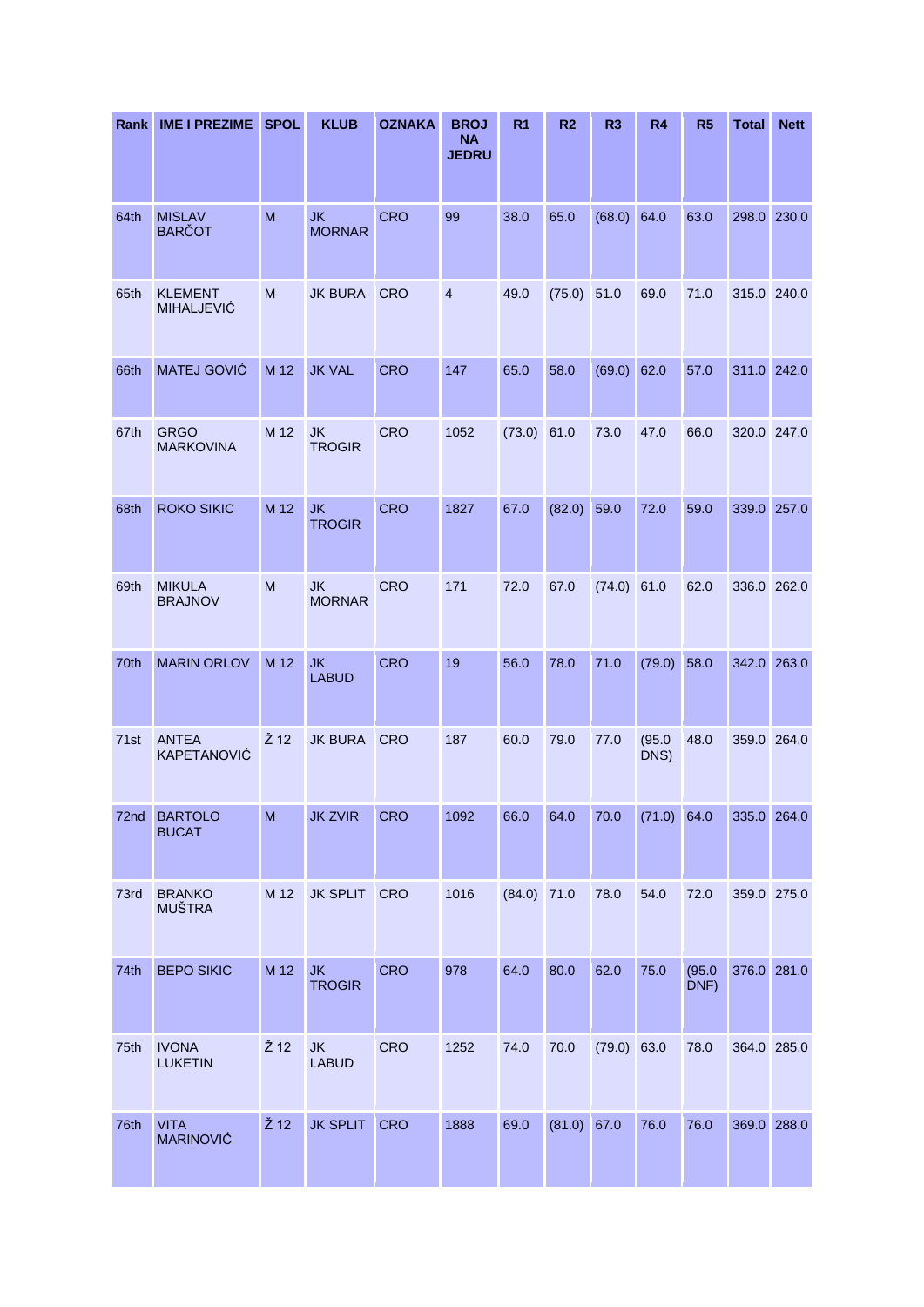| Rank | IME I PREZIME | SPOL | KLUB | OZNAKA | BROJ NA JEDRU | R1 | R2 | R3 | R4 | R5 | Total | Nett |
|---|---|---|---|---|---|---|---|---|---|---|---|---|
| 64th | MISLAV BARČOT | M | JK MORNAR | CRO | 99 | 38.0 | 65.0 | (68.0) | 64.0 | 63.0 | 298.0 | 230.0 |
| 65th | KLEMENT MIHALJEVIĆ | M | JK BURA | CRO | 4 | 49.0 | (75.0) | 51.0 | 69.0 | 71.0 | 315.0 | 240.0 |
| 66th | MATEJ GOVIĆ | M 12 | JK VAL | CRO | 147 | 65.0 | 58.0 | (69.0) | 62.0 | 57.0 | 311.0 | 242.0 |
| 67th | GRGO MARKOVINA | M 12 | JK TROGIR | CRO | 1052 | (73.0) | 61.0 | 73.0 | 47.0 | 66.0 | 320.0 | 247.0 |
| 68th | ROKO SIKIC | M 12 | JK TROGIR | CRO | 1827 | 67.0 | (82.0) | 59.0 | 72.0 | 59.0 | 339.0 | 257.0 |
| 69th | MIKULA BRAJNOV | M | JK MORNAR | CRO | 171 | 72.0 | 67.0 | (74.0) | 61.0 | 62.0 | 336.0 | 262.0 |
| 70th | MARIN ORLOV | M 12 | JK LABUD | CRO | 19 | 56.0 | 78.0 | 71.0 | (79.0) | 58.0 | 342.0 | 263.0 |
| 71st | ANTEA KAPETANOVIĆ | Ž 12 | JK BURA | CRO | 187 | 60.0 | 79.0 | 77.0 | (95.0 DNS) | 48.0 | 359.0 | 264.0 |
| 72nd | BARTOLO BUCAT | M | JK ZVIR | CRO | 1092 | 66.0 | 64.0 | 70.0 | (71.0) | 64.0 | 335.0 | 264.0 |
| 73rd | BRANKO MUŠTRA | M 12 | JK SPLIT | CRO | 1016 | (84.0) | 71.0 | 78.0 | 54.0 | 72.0 | 359.0 | 275.0 |
| 74th | BEPO SIKIC | M 12 | JK TROGIR | CRO | 978 | 64.0 | 80.0 | 62.0 | 75.0 | (95.0 DNF) | 376.0 | 281.0 |
| 75th | IVONA LUKETIN | Ž 12 | JK LABUD | CRO | 1252 | 74.0 | 70.0 | (79.0) | 63.0 | 78.0 | 364.0 | 285.0 |
| 76th | VITA MARINOVIĆ | Ž 12 | JK SPLIT | CRO | 1888 | 69.0 | (81.0) | 67.0 | 76.0 | 76.0 | 369.0 | 288.0 |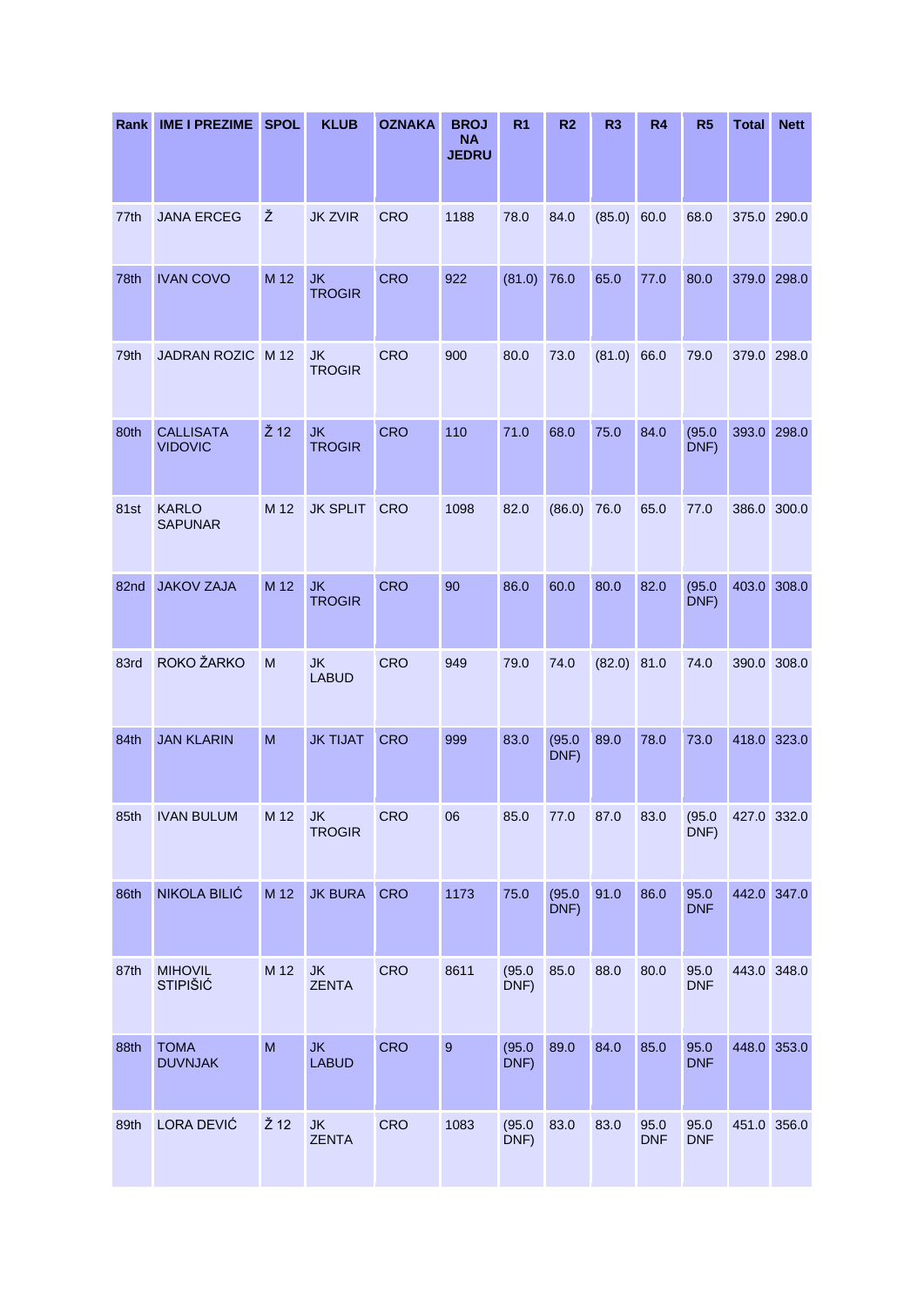| Rank | IME I PREZIME | SPOL | KLUB | OZNAKA | BROJ NA JEDRU | R1 | R2 | R3 | R4 | R5 | Total | Nett |
|---|---|---|---|---|---|---|---|---|---|---|---|---|
| 77th | JANA ERCEG | Ž | JK ZVIR | CRO | 1188 | 78.0 | 84.0 | (85.0) | 60.0 | 68.0 | 375.0 | 290.0 |
| 78th | IVAN COVO | M 12 | JK TROGIR | CRO | 922 | (81.0) | 76.0 | 65.0 | 77.0 | 80.0 | 379.0 | 298.0 |
| 79th | JADRAN ROZIC | M 12 | JK TROGIR | CRO | 900 | 80.0 | 73.0 | (81.0) | 66.0 | 79.0 | 379.0 | 298.0 |
| 80th | CALLISATA VIDOVIC | Ž 12 | JK TROGIR | CRO | 110 | 71.0 | 68.0 | 75.0 | 84.0 | (95.0 DNF) | 393.0 | 298.0 |
| 81st | KARLO SAPUNAR | M 12 | JK SPLIT | CRO | 1098 | 82.0 | (86.0) | 76.0 | 65.0 | 77.0 | 386.0 | 300.0 |
| 82nd | JAKOV ZAJA | M 12 | JK TROGIR | CRO | 90 | 86.0 | 60.0 | 80.0 | 82.0 | (95.0 DNF) | 403.0 | 308.0 |
| 83rd | ROKO ŽARKO | M | JK LABUD | CRO | 949 | 79.0 | 74.0 | (82.0) | 81.0 | 74.0 | 390.0 | 308.0 |
| 84th | JAN KLARIN | M | JK TIJAT | CRO | 999 | 83.0 | (95.0 DNF) | 89.0 | 78.0 | 73.0 | 418.0 | 323.0 |
| 85th | IVAN BULUM | M 12 | JK TROGIR | CRO | 06 | 85.0 | 77.0 | 87.0 | 83.0 | (95.0 DNF) | 427.0 | 332.0 |
| 86th | NIKOLA BILIĆ | M 12 | JK BURA | CRO | 1173 | 75.0 | (95.0 DNF) | 91.0 | 86.0 | 95.0 DNF | 442.0 | 347.0 |
| 87th | MIHOVIL STIPIŠIĆ | M 12 | JK ZENTA | CRO | 8611 | (95.0 DNF) | 85.0 | 88.0 | 80.0 | 95.0 DNF | 443.0 | 348.0 |
| 88th | TOMA DUVNJAK | M | JK LABUD | CRO | 9 | (95.0 DNF) | 89.0 | 84.0 | 85.0 | 95.0 DNF | 448.0 | 353.0 |
| 89th | LORA DEVIĆ | Ž 12 | JK ZENTA | CRO | 1083 | (95.0 DNF) | 83.0 | 83.0 | 95.0 DNF | 95.0 DNF | 451.0 | 356.0 |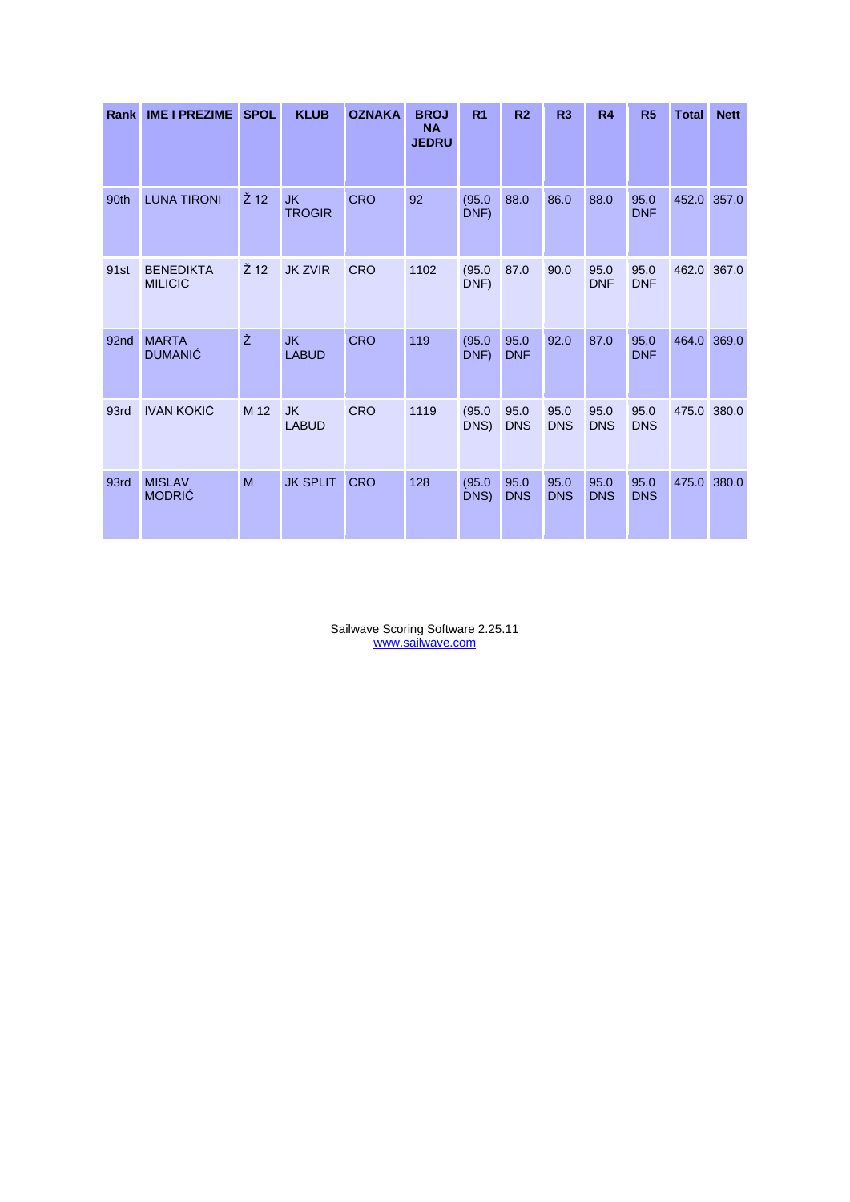| Rank | IME I PREZIME | SPOL | KLUB | OZNAKA | BROJ NA JEDRU | R1 | R2 | R3 | R4 | R5 | Total | Nett |
|---|---|---|---|---|---|---|---|---|---|---|---|---|
| 90th | LUNA TIRONI | Ž 12 | JK TROGIR | CRO | 92 | (95.0 DNF) | 88.0 | 86.0 | 88.0 | 95.0 DNF | 452.0 | 357.0 |
| 91st | BENEDIKTA MILICIC | Ž 12 | JK ZVIR | CRO | 1102 | (95.0 DNF) | 87.0 | 90.0 | 95.0 DNF | 95.0 DNF | 462.0 | 367.0 |
| 92nd | MARTA DUMANIĆ | Ž | JK LABUD | CRO | 119 | (95.0 DNF) | 95.0 DNF | 92.0 | 87.0 | 95.0 DNF | 464.0 | 369.0 |
| 93rd | IVAN KOKIĆ | M 12 | JK LABUD | CRO | 1119 | (95.0 DNS) | 95.0 DNS | 95.0 DNS | 95.0 DNS | 95.0 DNS | 475.0 | 380.0 |
| 93rd | MISLAV MODRIĆ | M | JK SPLIT | CRO | 128 | (95.0 DNS) | 95.0 DNS | 95.0 DNS | 95.0 DNS | 95.0 DNS | 475.0 | 380.0 |

Sailwave Scoring Software 2.25.11
www.sailwave.com